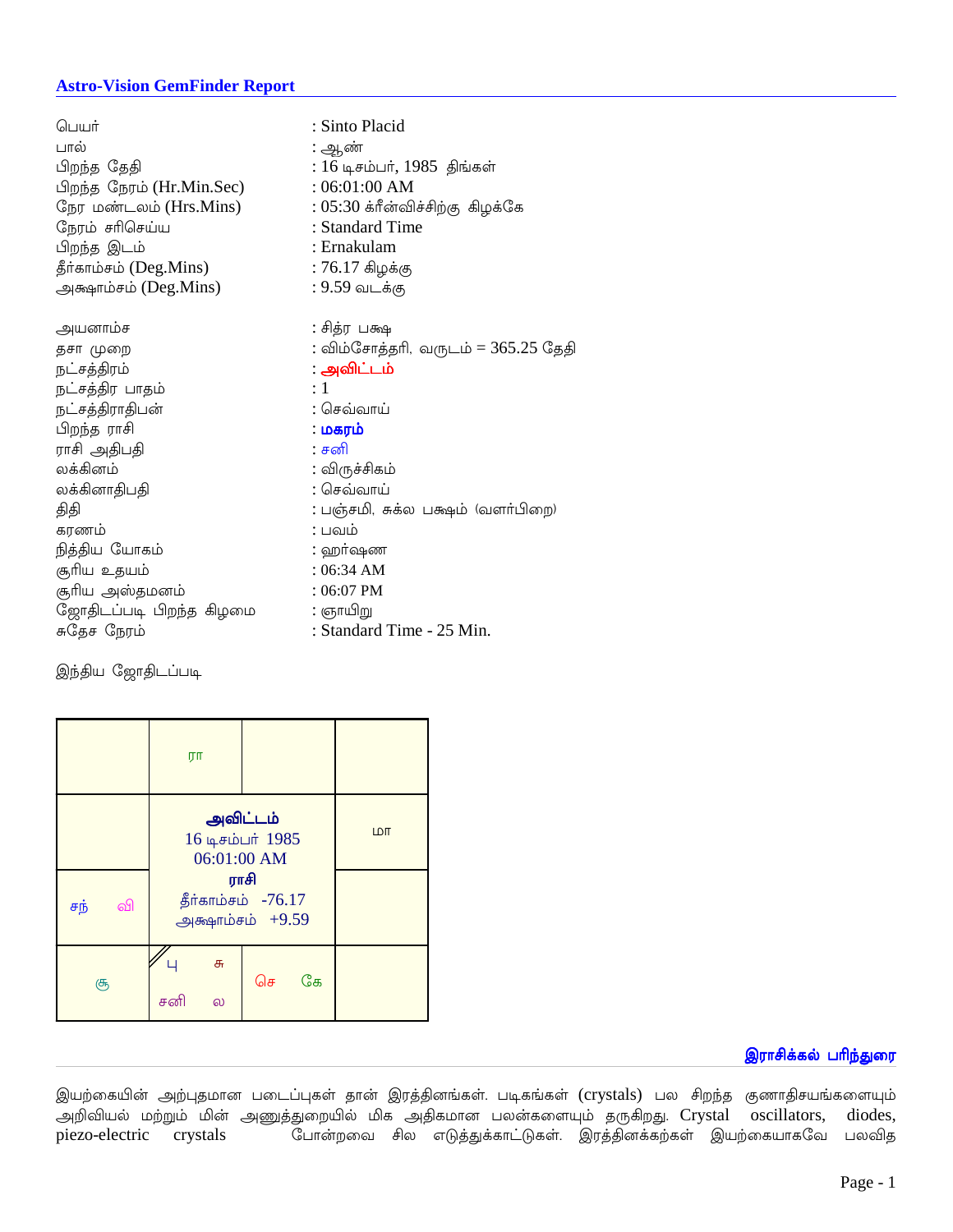## Astro-Vision GemFinder Report

| | |
|---|---|
| பெயர் | : Sinto Placid |
| பால் | : ஆண் |
| பிறந்த தேதி | : 16 டிசம்பர், 1985 திங்கள் |
| பிறந்த நேரம் (Hr.Min.Sec) | : 06:01:00 AM |
| நேர மண்டலம் (Hrs.Mins) | : 05:30 க்ரீன்விச்சிற்கு கிழக்கே |
| நேரம் சரிசெய்ய | : Standard Time |
| பிறந்த இடம் | : Ernakulam |
| தீர்காம்சம் (Deg.Mins) | : 76.17 கிழக்கு |
| அக்ஷாம்சம் (Deg.Mins) | : 9.59 வடக்கு |

| | |
|---|---|
| அயனாம்ச | : சித்ர பக்ஷ |
| தசா முறை | : விம்சோத்தரி, வருடம் = 365.25 தேதி |
| நட்சத்திரம் | : **அவிட்டம்** |
| நட்சத்திர பாதம் | : 1 |
| நட்சத்திராதிபன் | : செவ்வாய் |
| பிறந்த ராசி | : **மகரம்** |
| ராசி அதிபதி | : சனி |
| லக்கினம் | : விருச்சிகம் |
| லக்கினாதிபதி | : செவ்வாய் |
| திதி | : பஞ்சமி, சுக்ல பக்ஷம் (வளர்பிறை) |
| கரணம் | : பவம் |
| நித்திய யோகம் | : ஹர்ஷண |
| சூரிய உதயம் | : 06:34 AM |
| சூரிய அஸ்தமனம் | : 06:07 PM |
| ஜோதிடப்படி பிறந்த கிழமை | : ஞாயிறு |
| சுதேச நேரம் | : Standard Time - 25 Min. |

இந்திய ஜோதிடப்படி

| | | | |
|---|---|---|---|
| | ரா | | |
| | **அவிட்டம்** 16 டிசம்பர் 1985 06:01:00 AM **ராசி** தீர்காம்சம் -76.17 அக்ஷாம்சம் +9.59 | | மா |
| சந் வி | | | |
| சூ | பு சு சனி ல | செ கே | |

**இராசிக்கல் பரிந்துரை**

இயற்கையின் அற்புதமான படைப்புகள் தான் இரத்தினங்கள். படிகங்கள் (crystals) பல சிறந்த குணாதிசயங்களையும் அறிவியல் மற்றும் மின் அணுத்துறையில் மிக அதிகமான பலன்களையும் தருகிறது. Crystal oscillators, diodes, piezo-electric crystals போன்றவை சில எடுத்துக்காட்டுகள். இரத்தினக்கற்கள் இயற்கையாகவே பலவித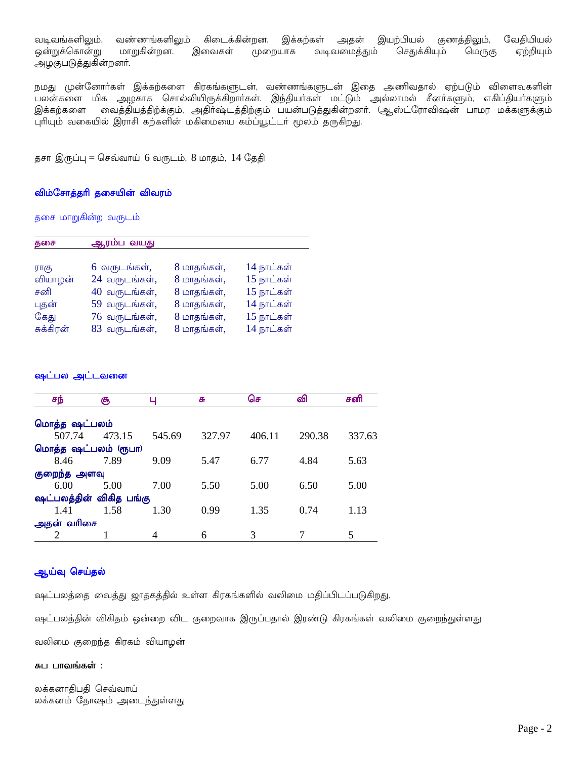வடிவங்களிலும், வண்ணங்களிலும் கிடைக்கின்றன. இக்கற்கள் அதன் இயற்பியல் குணத்திலும், வேதியியல் ஒன்றுக்கொன்று மாறுகின்றன. இவைகள் முறையாக வடிவமைத்தும் செதுக்கியும் மெருகு ஏற்றியும் அழகுபடுத்துகின்றனர்.

நமது முன்னோர்கள் இக்கற்களை கிரகங்களுடன், வண்ணங்களுடன் இதை அணிவதால் ஏற்படும் விளைவுகளின் பலன்களை மிக அழகாக சொல்லியிருக்கிறார்கள். இந்தியர்கள் மட்டும் அல்லாமல் சீனர்களும், எகிப்தியர்களும் இக்கற்களை வைத்தியத்திற்க்கும், அதிர்ஷ்டத்திற்கும் பயன்படுத்துகின்றனர். (ஆஸ்ட்ரோவிஷன் பாமர மக்களுக்கும் புரியும் வகையில் இராசி கற்களின் மகிமையை கம்ப்யூட்டர் மூலம் தருகிறது.

தசா இருப்பு = செவ்வாய் 6 வருடம், 8 மாதம், 14 தேதி

### விம்சோத்தரி தசையின் விவரம்

தசை மாறுகின்ற வருடம்

| தசை | ஆரம்ப வயது | | |
|---|---|---|---|
| ராகு | 6 வருடங்கள், | 8 மாதங்கள், | 14 நாட்கள் |
| வியாழன் | 24 வருடங்கள், | 8 மாதங்கள், | 15 நாட்கள் |
| சனி | 40 வருடங்கள், | 8 மாதங்கள், | 15 நாட்கள் |
| புதன் | 59 வருடங்கள், | 8 மாதங்கள், | 14 நாட்கள் |
| கேது | 76 வருடங்கள், | 8 மாதங்கள், | 15 நாட்கள் |
| சுக்கிரன் | 83 வருடங்கள், | 8 மாதங்கள், | 14 நாட்கள் |

### ஷட்பல அட்டவனை

| | சந் | சூ | பு | சு | செ | வி | சனி |
|---|---|---|---|---|---|---|---|
| **மொத்த ஷட்பலம்** | 507.74 | 473.15 | 545.69 | 327.97 | 406.11 | 290.38 | 337.63 |
| **மொத்த ஷட்பலம் (ரூபா)** | 8.46 | 7.89 | 9.09 | 5.47 | 6.77 | 4.84 | 5.63 |
| **குறைந்த அளவு** | 6.00 | 5.00 | 7.00 | 5.50 | 5.00 | 6.50 | 5.00 |
| **ஷட்பலத்தின் விகித பங்கு** | 1.41 | 1.58 | 1.30 | 0.99 | 1.35 | 0.74 | 1.13 |
| **அதன் வரிசை** | 2 | 1 | 4 | 6 | 3 | 7 | 5 |

### ஆய்வு செய்தல்

ஷட்பலத்தை வைத்து ஜாதகத்தில் உள்ள கிரகங்களில் வலிமை மதிப்பிடப்படுகிறது.

ஷட்பலத்தின் விகிதம் ஒன்றை விட குறைவாக இருப்பதால் இரண்டு கிரகங்கள் வலிமை குறைந்துள்ளது

வலிமை குறைந்த கிரகம் வியாழன்

**சுப பாவங்கள் :**

லக்கனாதிபதி செவ்வாய்
லக்கனம் தோஷம் அடைந்துள்ளது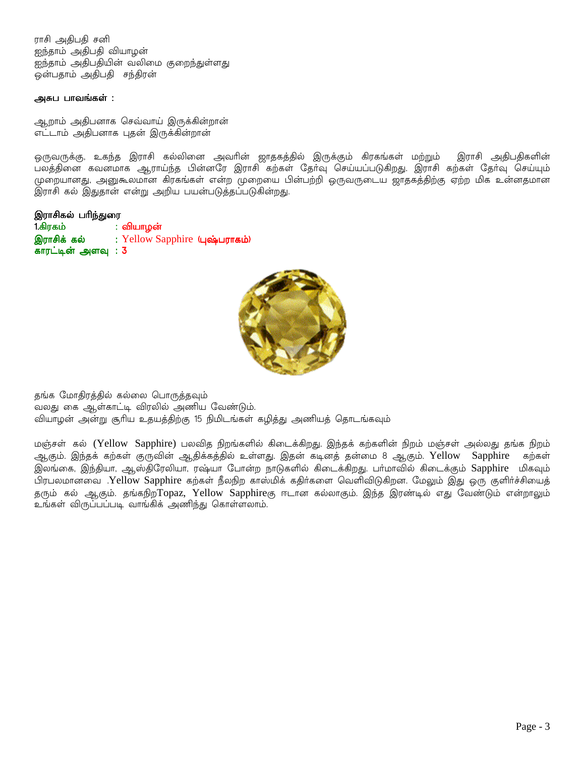ராசி அதிபதி சனி
ஐந்தாம் அதிபதி வியாழன்
ஐந்தாம் அதிபதியின் வலிமை குறைந்துள்ளது
ஒன்பதாம் அதிபதி சந்திரன்

**அசுப பாவங்கள் :**

ஆறாம் அதிபனாக செவ்வாய் இருக்கின்றான்
எட்டாம் அதிபனாக புதன் இருக்கின்றான்

ஒருவருக்கு, உகந்த இராசி கல்லினை அவரின் ஜாதகத்தில் இருக்கும் கிரகங்கள் மற்றும் இராசி அதிபதிகளின் பலத்தினை கவனமாக ஆராய்ந்த பின்னரே இராசி கற்கள் தேர்வு செய்யப்படுகிறது. இராசி கற்கள் தேர்வு செய்யும் முறையானது, அனுகூலமான கிரகங்கள் என்ற முறையை பின்பற்றி ஒருவருடைய ஜாதகத்திற்கு ஏற்ற மிக உன்னதமான இராசி கல் இதுதான் என்று அறிய பயன்படுத்தப்படுகின்றது.

**இராசிகல் பரிந்துரை**

**1.கிரகம்** : **வியாழன்**
**இராசிக் கல்** : Yellow Sapphire **(புஷ்பராகம்)**
**காரட்டின் அளவு** : **3**

தங்க மோதிரத்தில் கல்லை பொருத்தவும்
வலது கை ஆள்காட்டி விரலில் அணிய வேண்டும்.
வியாழன் அன்று சூரிய உதயத்திற்கு 15 நிமிடங்கள் கழித்து அணியத் தொடங்கவும்

மஞ்சள் கல் (Yellow Sapphire) பலவித நிறங்களில் கிடைக்கிறது. இந்தக் கற்களின் நிறம் மஞ்சள் அல்லது தங்க நிறம் ஆகும். இந்தக் கற்கள் குருவின் ஆதிக்கத்தில் உள்ளது. இதன் கடினத் தன்மை 8 ஆகும். Yellow Sapphire கற்கள் இலங்கை, இந்தியா, ஆஸ்திரேலியா, ரஷ்யா போன்ற நாடுகளில் கிடைக்கிறது. பர்மாவில் கிடைக்கும் Sapphire மிகவும் பிரபலமானவை .Yellow Sapphire கற்கள் நீலநிற காஸ்மிக் கதிர்களை வெளிவிடுகிறன. மேலும் இது ஒரு குளிர்ச்சியைத் தரும் கல் ஆகும். தங்கநிறTopaz, Yellow Sapphireகு ஈடான கல்லாகும். இந்த இரண்டில் எது வேண்டும் என்றாலும் உங்கள் விருப்பப்படி வாங்கிக் அணிந்து கொள்ளலாம்.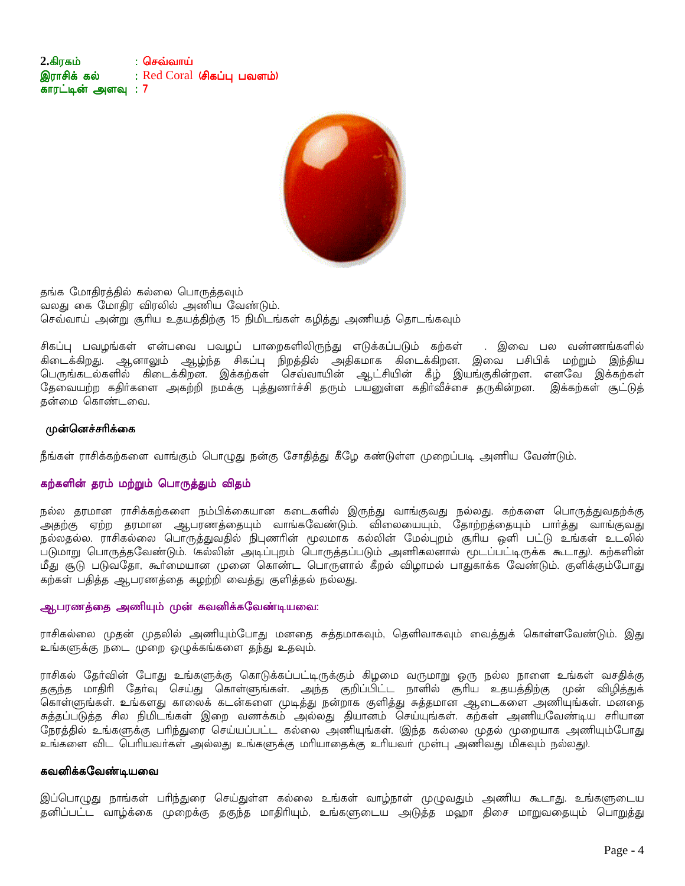**2.**கிரகம் : **செவ்வாய்**
**இராசிக் கல்** : Red Coral **(சிகப்பு பவளம்)**
**காரட்டின் அளவு : 7**

தங்க மோதிரத்தில் கல்லை பொருத்தவும்
வலது கை மோதிர விரலில் அணிய வேண்டும்.
செவ்வாய் அன்று சூரிய உதயத்திற்கு 15 நிமிடங்கள் கழித்து அணியத் தொடங்கவும்

சிகப்பு பவழங்கள் என்பவை பவழப் பாறைகளிலிருந்து எடுக்கப்படும் கற்கள் . இவை பல வண்ணங்களில் கிடைக்கிறது. ஆனாலும் ஆழ்ந்த சிகப்பு நிறத்தில் அதிகமாக கிடைக்கிறன. இவை பசிபிக் மற்றும் இந்திய பெருங்கடல்களில் கிடைக்கிறன. இக்கற்கள் செவ்வாயின் ஆட்சியின் கீழ் இயங்குகின்றன. எனவே இக்கற்கள் தேவையற்ற கதிர்களை அகற்றி நமக்கு புத்துணர்ச்சி தரும் பயனுள்ள கதிர்வீச்சை தருகின்றன. இக்கற்கள் சூட்டுத் தன்மை கொண்டவை.

### முன்னெச்சரிக்கை

நீங்கள் ராசிக்கற்களை வாங்கும் பொழுது நன்கு சோதித்து கீழே கண்டுள்ள முறைப்படி அணிய வேண்டும்.

### கற்களின் தரம் மற்றும் பொருத்தும் விதம்

நல்ல தரமான ராசிக்கற்களை நம்பிக்கையான கடைகளில் இருந்து வாங்குவது நல்லது. கற்களை பொருத்துவதற்கு அதற்கு ஏற்ற தரமான ஆபரணத்தையும் வாங்கவேண்டும். விலையையும், தோற்றத்தையும் பார்த்து வாங்குவது நல்லதல்ல. ராசிகல்லை பொருத்துவதில் நிபுணரின் மூலமாக கல்லின் மேல்புறம் சூரிய ஒளி பட்டு உங்கள் உடலில் படுமாறு பொருத்தவேண்டும். (கல்லின் அடிப்புறம் பொருத்தப்படும் அணிகலனால் மூடப்பட்டிருக்க கூடாது). கற்களின் மீது சூடு படுவதோ, கூர்மையான முனை கொண்ட பொருளால் கீறல் விழாமல் பாதுகாக்க வேண்டும். குளிக்கும்போது கற்கள் பதித்த ஆபரணத்தை கழற்றி வைத்து குளித்தல் நல்லது.

### ஆபரணத்தை அணியும் முன் கவனிக்கவேண்டியவை:

ராசிகல்லை முதன் முதலில் அணியும்போது மனதை சுத்தமாகவும், தெளிவாகவும் வைத்துக் கொள்ளவேண்டும். இது உங்களுக்கு நடை முறை ஒழுக்கங்களை தந்து உதவும்.

ராசிகல் தேர்வின் போது உங்களுக்கு கொடுக்கப்பட்டிருக்கும் கிழமை வருமாறு ஒரு நல்ல நாளை உங்கள் வசதிக்கு தகுந்த மாதிரி தேர்வு செய்து கொள்ளுங்கள். அந்த குறிப்பிட்ட நாளில் சூரிய உதயத்திற்கு முன் விழித்துக் கொள்ளுங்கள். உங்களது காலைக் கடன்களை முடித்து நன்றாக குளித்து சுத்தமான ஆடைகளை அணியுங்கள். மனதை சுத்தப்படுத்த சில நிமிடங்கள் இறை வணக்கம் அல்லது தியானம் செய்யுங்கள். கற்கள் அணியவேண்டிய சரியான நேரத்தில் உங்களுக்கு பரிந்துரை செய்யப்பட்ட கல்லை அணியுங்கள். (இந்த கல்லை முதல் முறையாக அணியும்போது உங்களை விட பெரியவர்கள் அல்லது உங்களுக்கு மரியாதைக்கு உரியவர் முன்பு அணிவது மிகவும் நல்லது).

### கவனிக்கவேண்டியவை

இப்பொழுது நாங்கள் பரிந்துரை செய்துள்ள கல்லை உங்கள் வாழ்நாள் முழுவதும் அணிய கூடாது. உங்களுடைய தனிப்பட்ட வாழ்க்கை முறைக்கு தகுந்த மாதிரியும், உங்களுடைய அடுத்த மஹா திசை மாறுவதையும் பொறுத்து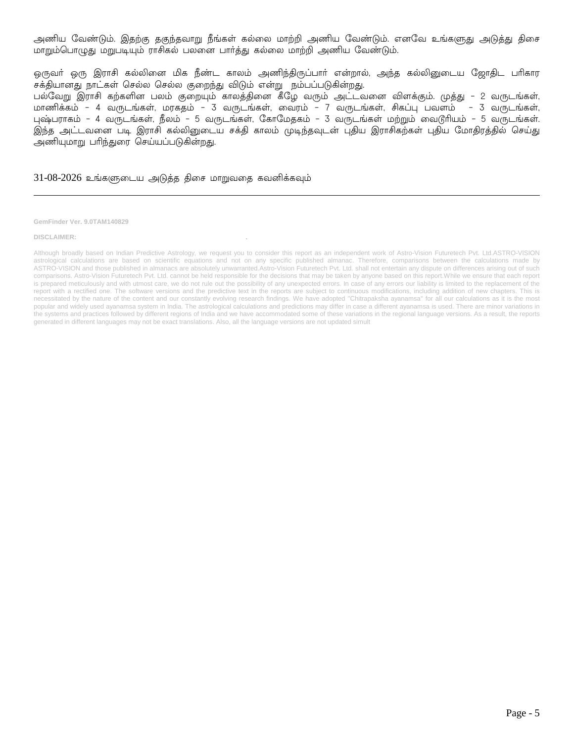அணிய வேண்டும். இதற்கு தகுந்தவாறு நீங்கள் கல்லை மாற்றி அணிய வேண்டும். எனவே உங்களுது அடுத்து திசை மாறும்பொழுது மறுபடியும் ராசிகல் பலனை பார்த்து கல்லை மாற்றி அணிய வேண்டும்.

ஒருவர் ஒரு இராசி கல்லினை மிக நீண்ட காலம் அணிந்திருப்பார் என்றால், அந்த கல்லினுடைய ஜோதிட பரிகார சக்தியானது நாட்கள் செல்ல செல்ல குறைந்து விடும் என்று நம்பப்படுகின்றது.
பல்வேறு இராசி கற்களின பலம் குறையும் காலத்தினை கீழே வரும் அட்டவனை விளக்கும். முத்து - 2 வருடங்கள், மாணிக்கம் - 4 வருடங்கள், மரகதம் - 3 வருடங்கள், வைரம் - 7 வருடங்கள், சிகப்பு பவளம் - 3 வருடங்கள், புஷ்பராகம் - 4 வருடங்கள், நீலம் - 5 வருடங்கள், கோமேதகம் - 3 வருடங்கள் மற்றும் வைடூரியம் - 5 வருடங்கள். இந்த அட்டவனை படி இராசி கல்லினுடைய சக்தி காலம் முடிந்தவுடன் புதிய இராசிகற்கள் புதிய மோதிரத்தில் செய்து அணியுமாறு பரிந்துரை செய்யப்படுகின்றது.

31-08-2026 உங்களுடைய அடுத்த திசை மாறுவதை கவனிக்கவும்

---

GemFinder Ver. 9.0TAM140829

**DISCLAIMER:** .

Although broadly based on Indian Predictive Astrology, we request you to consider this report as an independent work of Astro-Vision Futuretech Pvt. Ltd.ASTRO-VISION astrological calculations are based on scientific equations and not on any specific published almanac. Therefore, comparisons between the calculations made by ASTRO-VISION and those published in almanacs are absolutely unwarranted.Astro-Vision Futuretech Pvt. Ltd. shall not entertain any dispute on differences arising out of such comparisons. Astro-Vision Futuretech Pvt. Ltd. cannot be held responsible for the decisions that may be taken by anyone based on this report.While we ensure that each report is prepared meticulously and with utmost care, we do not rule out the possibility of any unexpected errors. In case of any errors our liability is limited to the replacement of the report with a rectified one. The software versions and the predictive text in the reports are subject to continuous modifications, including addition of new chapters. This is necessitated by the nature of the content and our constantly evolving research findings. We have adopted "Chitrapaksha ayanamsa" for all our calculations as it is the most popular and widely used ayanamsa system in India. The astrological calculations and predictions may differ in case a different ayanamsa is used. There are minor variations in the systems and practices followed by different regions of India and we have accommodated some of these variations in the regional language versions. As a result, the reports generated in different languages may not be exact translations. Also, all the language versions are not updated simult